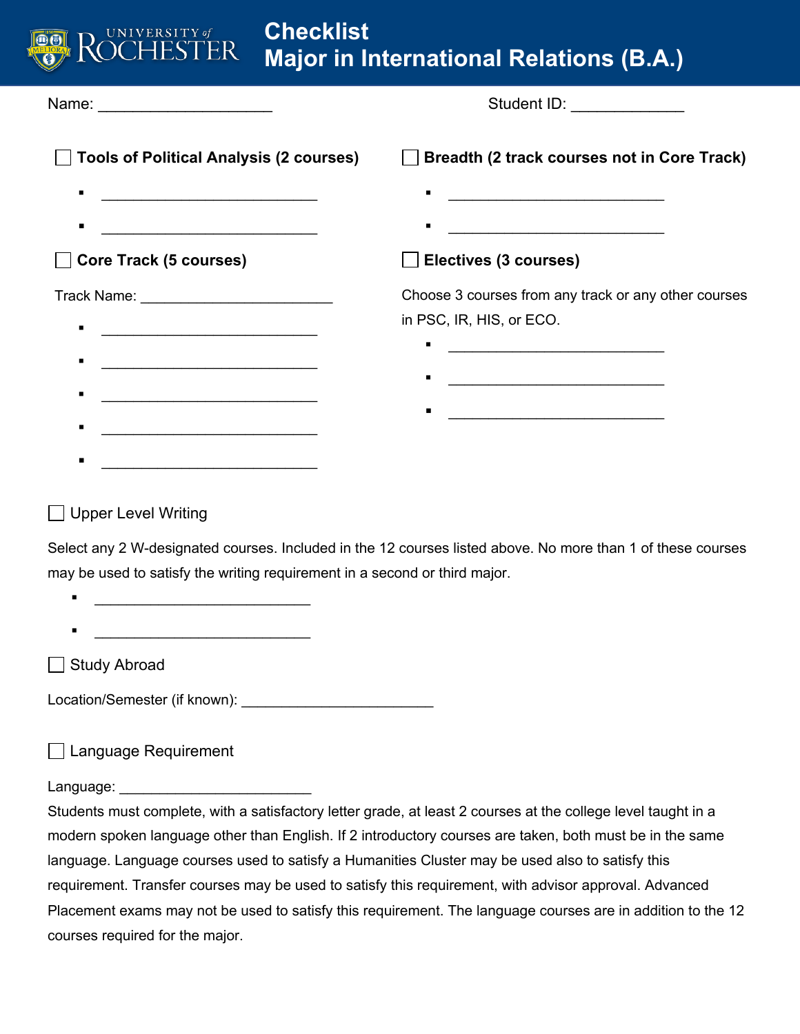# Checklist
# Major in International Relations (B.A.)

Name: ____________________ Student ID: _____________

☐ **Tools of Political Analysis (2 courses)**

- ___________________________
- ___________________________

☐ **Core Track (5 courses)**

Track Name: _______________________

- ___________________________
- ___________________________
- ___________________________
- ___________________________
- ___________________________

☐ **Breadth (2 track courses not in Core Track)**

- ___________________________
- ___________________________

☐ **Electives (3 courses)**

Choose 3 courses from any track or any other courses in PSC, IR, HIS, or ECO.

- ___________________________
- ___________________________
- ___________________________

☐ Upper Level Writing

Select any 2 W-designated courses. Included in the 12 courses listed above. No more than 1 of these courses may be used to satisfy the writing requirement in a second or third major.

- ___________________________
- ___________________________

☐ Study Abroad

Location/Semester (if known): _______________________

☐ Language Requirement

Language: _______________________

Students must complete, with a satisfactory letter grade, at least 2 courses at the college level taught in a modern spoken language other than English. If 2 introductory courses are taken, both must be in the same language. Language courses used to satisfy a Humanities Cluster may be used also to satisfy this requirement. Transfer courses may be used to satisfy this requirement, with advisor approval. Advanced Placement exams may not be used to satisfy this requirement. The language courses are in addition to the 12 courses required for the major.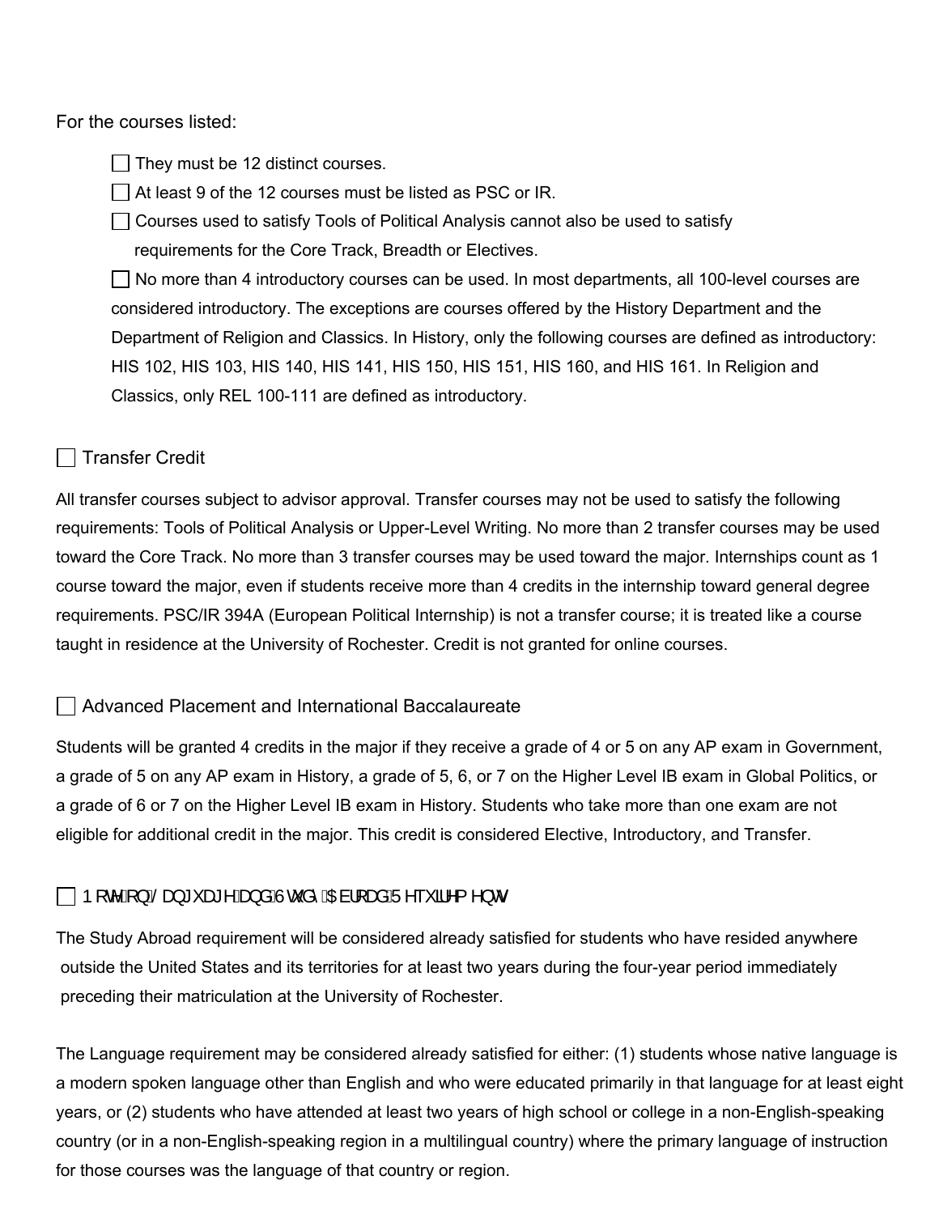For the courses listed:

- ☐ They must be 12 distinct courses.
- ☐ At least 9 of the 12 courses must be listed as PSC or IR.
- ☐ Courses used to satisfy Tools of Political Analysis cannot also be used to satisfy requirements for the Core Track, Breadth or Electives.
- ☐ No more than 4 introductory courses can be used. In most departments, all 100-level courses are considered introductory. The exceptions are courses offered by the History Department and the Department of Religion and Classics. In History, only the following courses are defined as introductory: HIS 102, HIS 103, HIS 140, HIS 141, HIS 150, HIS 151, HIS 160, and HIS 161. In Religion and Classics, only REL 100-111 are defined as introductory.

## ☐ Transfer Credit

All transfer courses subject to advisor approval. Transfer courses may not be used to satisfy the following requirements: Tools of Political Analysis or Upper-Level Writing. No more than 2 transfer courses may be used toward the Core Track. No more than 3 transfer courses may be used toward the major. Internships count as 1 course toward the major, even if students receive more than 4 credits in the internship toward general degree requirements. PSC/IR 394A (European Political Internship) is not a transfer course; it is treated like a course taught in residence at the University of Rochester. Credit is not granted for online courses.

## ☐ Advanced Placement and International Baccalaureate

Students will be granted 4 credits in the major if they receive a grade of 4 or 5 on any AP exam in Government, a grade of 5 on any AP exam in History, a grade of 5, 6, or 7 on the Higher Level IB exam in Global Politics, or a grade of 6 or 7 on the Higher Level IB exam in History. Students who take more than one exam are not eligible for additional credit in the major. This credit is considered Elective, Introductory, and Transfer.

## ☐ Note on Language and Study Abroad Requirements

The Study Abroad requirement will be considered already satisfied for students who have resided anywhere outside the United States and its territories for at least two years during the four-year period immediately preceding their matriculation at the University of Rochester.

The Language requirement may be considered already satisfied for either: (1) students whose native language is a modern spoken language other than English and who were educated primarily in that language for at least eight years, or (2) students who have attended at least two years of high school or college in a non-English-speaking country (or in a non-English-speaking region in a multilingual country) where the primary language of instruction for those courses was the language of that country or region.